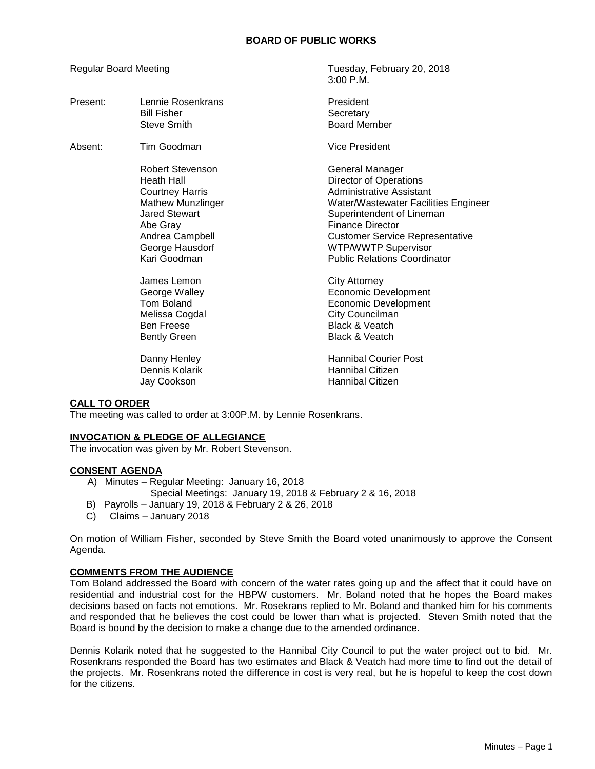**BOARD OF PUBLIC WORKS**

Regular Board Meeting — Tuesday, February 20, 2018, 3:00 P.M.

| | | |
|---|---|---|
| Present: | Lennie Rosenkrans | President |
| | Bill Fisher | Secretary |
| | Steve Smith | Board Member |
| Absent: | Tim Goodman | Vice President |
| | Robert Stevenson | General Manager |
| | Heath Hall | Director of Operations |
| | Courtney Harris | Administrative Assistant |
| | Mathew Munzlinger | Water/Wastewater Facilities Engineer |
| | Jared Stewart | Superintendent of Lineman |
| | Abe Gray | Finance Director |
| | Andrea Campbell | Customer Service Representative |
| | George Hausdorf | WTP/WWTP Supervisor |
| | Kari Goodman | Public Relations Coordinator |
| | James Lemon | City Attorney |
| | George Walley | Economic Development |
| | Tom Boland | Economic Development |
| | Melissa Cogdal | City Councilman |
| | Ben Freese | Black & Veatch |
| | Bently Green | Black & Veatch |
| | Danny Henley | Hannibal Courier Post |
| | Dennis Kolarik | Hannibal Citizen |
| | Jay Cookson | Hannibal Citizen |

**CALL TO ORDER**

The meeting was called to order at 3:00P.M. by Lennie Rosenkrans.

**INVOCATION & PLEDGE OF ALLEGIANCE**

The invocation was given by Mr. Robert Stevenson.

**CONSENT AGENDA**

A) Minutes – Regular Meeting: January 16, 2018
   Special Meetings: January 19, 2018 & February 2 & 16, 2018
B) Payrolls – January 19, 2018 & February 2 & 26, 2018
C) Claims – January 2018

On motion of William Fisher, seconded by Steve Smith the Board voted unanimously to approve the Consent Agenda.

**COMMENTS FROM THE AUDIENCE**

Tom Boland addressed the Board with concern of the water rates going up and the affect that it could have on residential and industrial cost for the HBPW customers. Mr. Boland noted that he hopes the Board makes decisions based on facts not emotions. Mr. Rosekrans replied to Mr. Boland and thanked him for his comments and responded that he believes the cost could be lower than what is projected. Steven Smith noted that the Board is bound by the decision to make a change due to the amended ordinance.

Dennis Kolarik noted that he suggested to the Hannibal City Council to put the water project out to bid. Mr. Rosenkrans responded the Board has two estimates and Black & Veatch had more time to find out the detail of the projects. Mr. Rosenkrans noted the difference in cost is very real, but he is hopeful to keep the cost down for the citizens.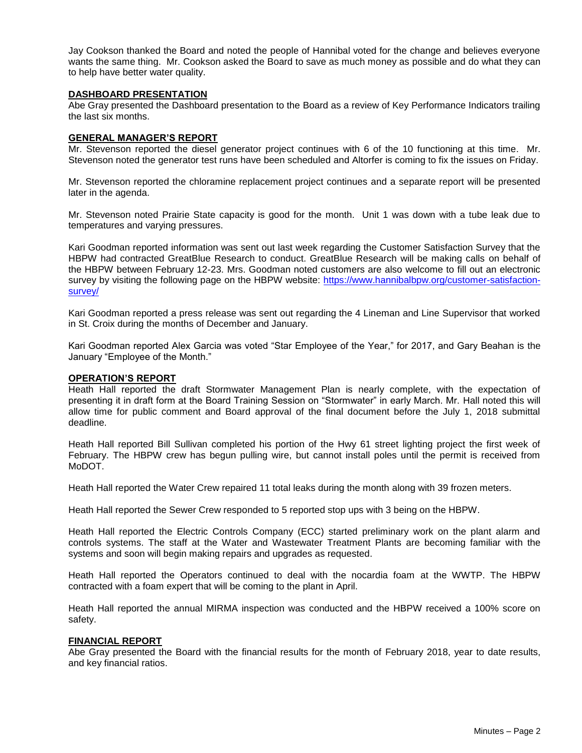Jay Cookson thanked the Board and noted the people of Hannibal voted for the change and believes everyone wants the same thing. Mr. Cookson asked the Board to save as much money as possible and do what they can to help have better water quality.

## DASHBOARD PRESENTATION

Abe Gray presented the Dashboard presentation to the Board as a review of Key Performance Indicators trailing the last six months.

## GENERAL MANAGER'S REPORT

Mr. Stevenson reported the diesel generator project continues with 6 of the 10 functioning at this time. Mr. Stevenson noted the generator test runs have been scheduled and Altorfer is coming to fix the issues on Friday.

Mr. Stevenson reported the chloramine replacement project continues and a separate report will be presented later in the agenda.

Mr. Stevenson noted Prairie State capacity is good for the month. Unit 1 was down with a tube leak due to temperatures and varying pressures.

Kari Goodman reported information was sent out last week regarding the Customer Satisfaction Survey that the HBPW had contracted GreatBlue Research to conduct. GreatBlue Research will be making calls on behalf of the HBPW between February 12-23. Mrs. Goodman noted customers are also welcome to fill out an electronic survey by visiting the following page on the HBPW website: [https://www.hannibalbpw.org/customer-satisfaction-survey/](https://www.hannibalbpw.org/customer-satisfaction-survey/)

Kari Goodman reported a press release was sent out regarding the 4 Lineman and Line Supervisor that worked in St. Croix during the months of December and January.

Kari Goodman reported Alex Garcia was voted "Star Employee of the Year," for 2017, and Gary Beahan is the January "Employee of the Month."

## OPERATION'S REPORT

Heath Hall reported the draft Stormwater Management Plan is nearly complete, with the expectation of presenting it in draft form at the Board Training Session on "Stormwater" in early March. Mr. Hall noted this will allow time for public comment and Board approval of the final document before the July 1, 2018 submittal deadline.

Heath Hall reported Bill Sullivan completed his portion of the Hwy 61 street lighting project the first week of February. The HBPW crew has begun pulling wire, but cannot install poles until the permit is received from MoDOT.

Heath Hall reported the Water Crew repaired 11 total leaks during the month along with 39 frozen meters.

Heath Hall reported the Sewer Crew responded to 5 reported stop ups with 3 being on the HBPW.

Heath Hall reported the Electric Controls Company (ECC) started preliminary work on the plant alarm and controls systems. The staff at the Water and Wastewater Treatment Plants are becoming familiar with the systems and soon will begin making repairs and upgrades as requested.

Heath Hall reported the Operators continued to deal with the nocardia foam at the WWTP. The HBPW contracted with a foam expert that will be coming to the plant in April.

Heath Hall reported the annual MIRMA inspection was conducted and the HBPW received a 100% score on safety.

## FINANCIAL REPORT

Abe Gray presented the Board with the financial results for the month of February 2018, year to date results, and key financial ratios.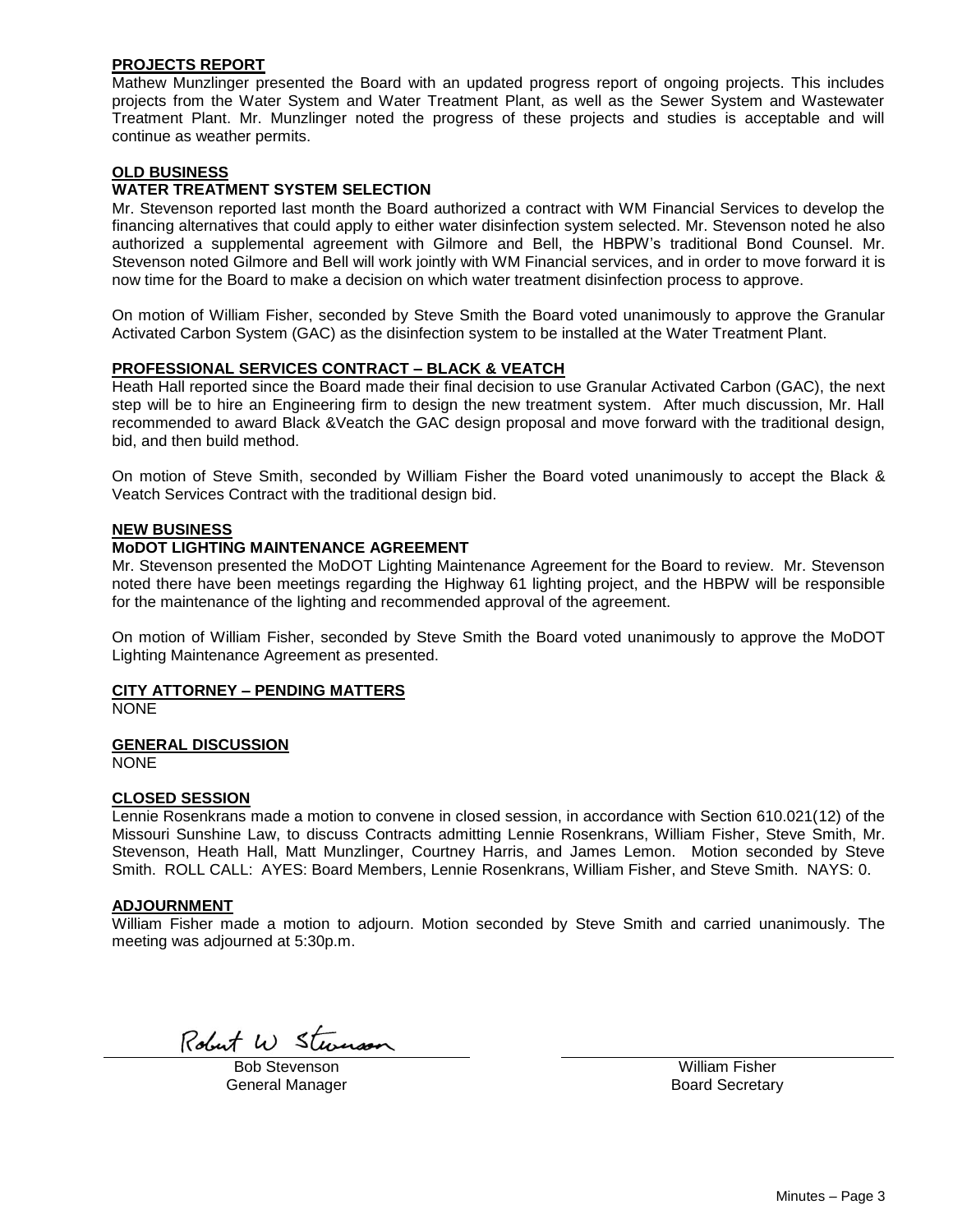**PROJECTS REPORT**

Mathew Munzlinger presented the Board with an updated progress report of ongoing projects. This includes projects from the Water System and Water Treatment Plant, as well as the Sewer System and Wastewater Treatment Plant. Mr. Munzlinger noted the progress of these projects and studies is acceptable and will continue as weather permits.

**OLD BUSINESS**

**WATER TREATMENT SYSTEM SELECTION**

Mr. Stevenson reported last month the Board authorized a contract with WM Financial Services to develop the financing alternatives that could apply to either water disinfection system selected. Mr. Stevenson noted he also authorized a supplemental agreement with Gilmore and Bell, the HBPW's traditional Bond Counsel. Mr. Stevenson noted Gilmore and Bell will work jointly with WM Financial services, and in order to move forward it is now time for the Board to make a decision on which water treatment disinfection process to approve.

On motion of William Fisher, seconded by Steve Smith the Board voted unanimously to approve the Granular Activated Carbon System (GAC) as the disinfection system to be installed at the Water Treatment Plant.

**PROFESSIONAL SERVICES CONTRACT – BLACK & VEATCH**

Heath Hall reported since the Board made their final decision to use Granular Activated Carbon (GAC), the next step will be to hire an Engineering firm to design the new treatment system. After much discussion, Mr. Hall recommended to award Black &Veatch the GAC design proposal and move forward with the traditional design, bid, and then build method.

On motion of Steve Smith, seconded by William Fisher the Board voted unanimously to accept the Black & Veatch Services Contract with the traditional design bid.

**NEW BUSINESS**

**MoDOT LIGHTING MAINTENANCE AGREEMENT**

Mr. Stevenson presented the MoDOT Lighting Maintenance Agreement for the Board to review. Mr. Stevenson noted there have been meetings regarding the Highway 61 lighting project, and the HBPW will be responsible for the maintenance of the lighting and recommended approval of the agreement.

On motion of William Fisher, seconded by Steve Smith the Board voted unanimously to approve the MoDOT Lighting Maintenance Agreement as presented.

**CITY ATTORNEY – PENDING MATTERS**

NONE

**GENERAL DISCUSSION**

NONE

**CLOSED SESSION**

Lennie Rosenkrans made a motion to convene in closed session, in accordance with Section 610.021(12) of the Missouri Sunshine Law, to discuss Contracts admitting Lennie Rosenkrans, William Fisher, Steve Smith, Mr. Stevenson, Heath Hall, Matt Munzlinger, Courtney Harris, and James Lemon. Motion seconded by Steve Smith. ROLL CALL: AYES: Board Members, Lennie Rosenkrans, William Fisher, and Steve Smith. NAYS: 0.

**ADJOURNMENT**

William Fisher made a motion to adjourn. Motion seconded by Steve Smith and carried unanimously. The meeting was adjourned at 5:30p.m.

Robert W Stevenson

Bob Stevenson
General Manager

William Fisher
Board Secretary